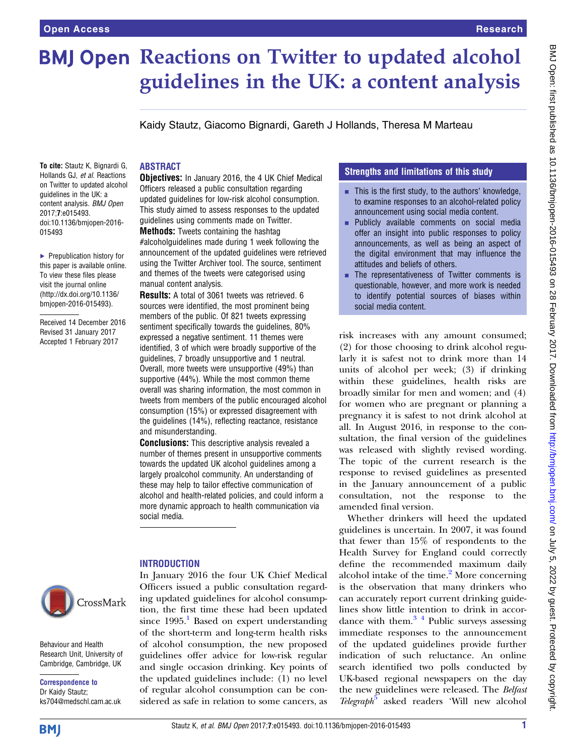# Reactions on Twitter to updated alcohol guidelines in the UK: a content analysis

Kaidy Stautz, Giacomo Bignardi, Gareth J Hollands, Theresa M Marteau

**To cite:** Stautz K, Bignardi G, Hollands GJ, *et al*. Reactions on Twitter to updated alcohol guidelines in the UK: a content analysis. *BMJ Open* 2017;**7**:e015493. doi:10.1136/bmjopen-2016-015493

▶ Prepublication history for this paper is available online. To view these files please visit the journal online (http://dx.doi.org/10.1136/bmjopen-2016-015493).

Received 14 December 2016
Revised 31 January 2017
Accepted 1 February 2017

Behaviour and Health Research Unit, University of Cambridge, Cambridge, UK

**Correspondence to**
Dr Kaidy Stautz; ks704@medschl.cam.ac.uk

## ABSTRACT

**Objectives:** In January 2016, the 4 UK Chief Medical Officers released a public consultation regarding updated guidelines for low-risk alcohol consumption. This study aimed to assess responses to the updated guidelines using comments made on Twitter.

**Methods:** Tweets containing the hashtag #alcoholguidelines made during 1 week following the announcement of the updated guidelines were retrieved using the Twitter Archiver tool. The source, sentiment and themes of the tweets were categorised using manual content analysis.

**Results:** A total of 3061 tweets was retrieved. 6 sources were identified, the most prominent being members of the public. Of 821 tweets expressing sentiment specifically towards the guidelines, 80% expressed a negative sentiment. 11 themes were identified, 3 of which were broadly supportive of the guidelines, 7 broadly unsupportive and 1 neutral. Overall, more tweets were unsupportive (49%) than supportive (44%). While the most common theme overall was sharing information, the most common in tweets from members of the public encouraged alcohol consumption (15%) or expressed disagreement with the guidelines (14%), reflecting reactance, resistance and misunderstanding.

**Conclusions:** This descriptive analysis revealed a number of themes present in unsupportive comments towards the updated UK alcohol guidelines among a largely proalcohol community. An understanding of these may help to tailor effective communication of alcohol and health-related policies, and could inform a more dynamic approach to health communication via social media.

## Strengths and limitations of this study

- This is the first study, to the authors' knowledge, to examine responses to an alcohol-related policy announcement using social media content.
- Publicly available comments on social media offer an insight into public responses to policy announcements, as well as being an aspect of the digital environment that may influence the attitudes and beliefs of others.
- The representativeness of Twitter comments is questionable, however, and more work is needed to identify potential sources of biases within social media content.

## INTRODUCTION

In January 2016 the four UK Chief Medical Officers issued a public consultation regarding updated guidelines for alcohol consumption, the first time these had been updated since 1995.[1] Based on expert understanding of the short-term and long-term health risks of alcohol consumption, the new proposed guidelines offer advice for low-risk regular and single occasion drinking. Key points of the updated guidelines include: (1) no level of regular alcohol consumption can be considered as safe in relation to some cancers, as risk increases with any amount consumed; (2) for those choosing to drink alcohol regularly it is safest not to drink more than 14 units of alcohol per week; (3) if drinking within these guidelines, health risks are broadly similar for men and women; and (4) for women who are pregnant or planning a pregnancy it is safest to not drink alcohol at all. In August 2016, in response to the consultation, the final version of the guidelines was released with slightly revised wording. The topic of the current research is the response to revised guidelines as presented in the January announcement of a public consultation, not the response to the amended final version.

Whether drinkers will heed the updated guidelines is uncertain. In 2007, it was found that fewer than 15% of respondents to the Health Survey for England could correctly define the recommended maximum daily alcohol intake of the time.[2] More concerning is the observation that many drinkers who can accurately report current drinking guidelines show little intention to drink in accordance with them.[3 4] Public surveys assessing immediate responses to the announcement of the updated guidelines provide further indication of such reluctance. An online search identified two polls conducted by UK-based regional newspapers on the day the new guidelines were released. The *Belfast Telegraph*[5] asked readers 'Will new alcohol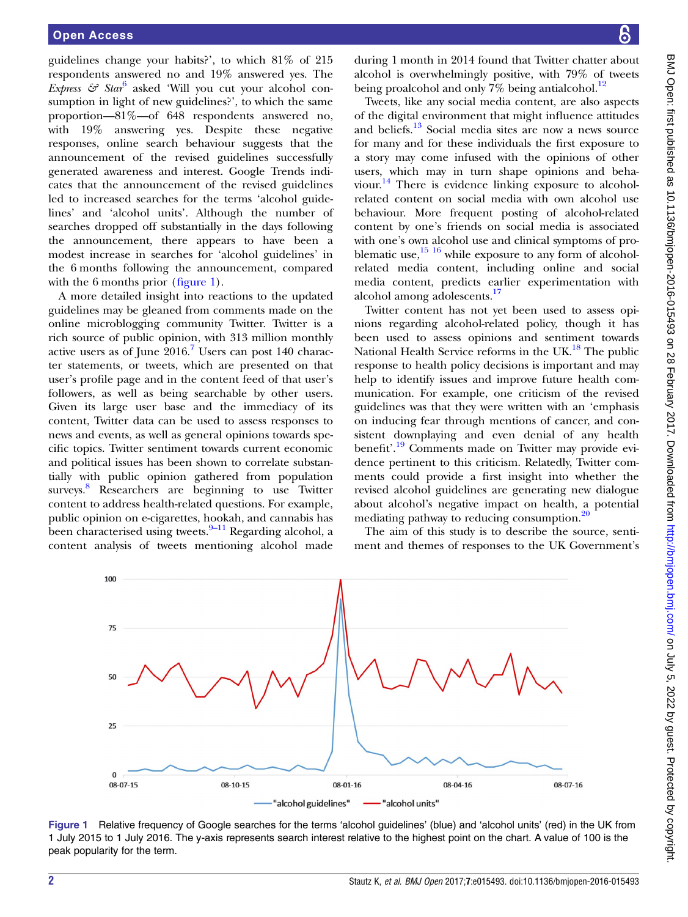guidelines change your habits?', to which 81% of 215 respondents answered no and 19% answered yes. The *Express & Star*[6] asked 'Will you cut your alcohol consumption in light of new guidelines?', to which the same proportion—81%—of 648 respondents answered no, with 19% answering yes. Despite these negative responses, online search behaviour suggests that the announcement of the revised guidelines successfully generated awareness and interest. Google Trends indicates that the announcement of the revised guidelines led to increased searches for the terms 'alcohol guidelines' and 'alcohol units'. Although the number of searches dropped off substantially in the days following the announcement, there appears to have been a modest increase in searches for 'alcohol guidelines' in the 6 months following the announcement, compared with the 6 months prior (figure 1).

A more detailed insight into reactions to the updated guidelines may be gleaned from comments made on the online microblogging community Twitter. Twitter is a rich source of public opinion, with 313 million monthly active users as of June 2016.[7] Users can post 140 character statements, or tweets, which are presented on that user's profile page and in the content feed of that user's followers, as well as being searchable by other users. Given its large user base and the immediacy of its content, Twitter data can be used to assess responses to news and events, as well as general opinions towards specific topics. Twitter sentiment towards current economic and political issues has been shown to correlate substantially with public opinion gathered from population surveys.[8] Researchers are beginning to use Twitter content to address health-related questions. For example, public opinion on e-cigarettes, hookah, and cannabis has been characterised using tweets.[9–11] Regarding alcohol, a content analysis of tweets mentioning alcohol made during 1 month in 2014 found that Twitter chatter about alcohol is overwhelmingly positive, with 79% of tweets being proalcohol and only 7% being antialcohol.[12]

Tweets, like any social media content, are also aspects of the digital environment that might influence attitudes and beliefs.[13] Social media sites are now a news source for many and for these individuals the first exposure to a story may come infused with the opinions of other users, which may in turn shape opinions and behaviour.[14] There is evidence linking exposure to alcohol-related content on social media with own alcohol use behaviour. More frequent posting of alcohol-related content by one's friends on social media is associated with one's own alcohol use and clinical symptoms of problematic use,[15 16] while exposure to any form of alcohol-related media content, including online and social media content, predicts earlier experimentation with alcohol among adolescents.[17]

Twitter content has not yet been used to assess opinions regarding alcohol-related policy, though it has been used to assess opinions and sentiment towards National Health Service reforms in the UK.[18] The public response to health policy decisions is important and may help to identify issues and improve future health communication. For example, one criticism of the revised guidelines was that they were written with an 'emphasis on inducing fear through mentions of cancer, and consistent downplaying and even denial of any health benefit'.[19] Comments made on Twitter may provide evidence pertinent to this criticism. Relatedly, Twitter comments could provide a first insight into whether the revised alcohol guidelines are generating new dialogue about alcohol's negative impact on health, a potential mediating pathway to reducing consumption.[20]

The aim of this study is to describe the source, sentiment and themes of responses to the UK Government's

Figure 1 Relative frequency of Google searches for the terms 'alcohol guidelines' (blue) and 'alcohol units' (red) in the UK from 1 July 2015 to 1 July 2016. The y-axis represents search interest relative to the highest point on the chart. A value of 100 is the peak popularity for the term.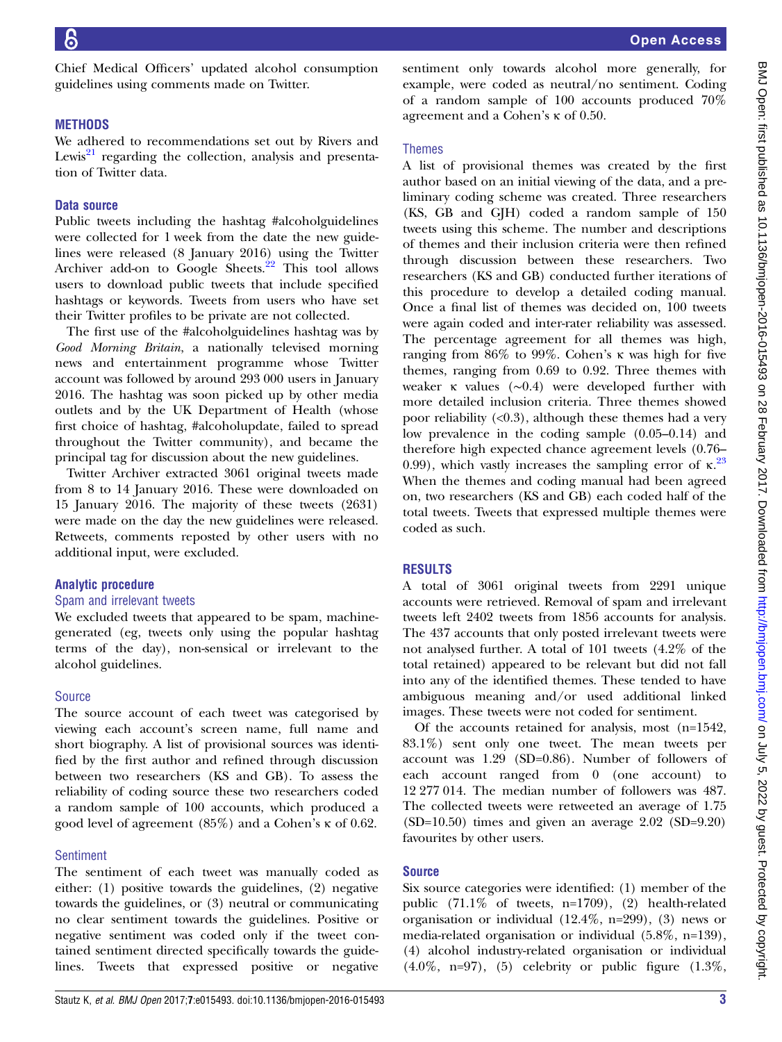Chief Medical Officers' updated alcohol consumption guidelines using comments made on Twitter.

## METHODS

We adhered to recommendations set out by Rivers and Lewis[21] regarding the collection, analysis and presentation of Twitter data.

### Data source

Public tweets including the hashtag #alcoholguidelines were collected for 1 week from the date the new guidelines were released (8 January 2016) using the Twitter Archiver add-on to Google Sheets.[22] This tool allows users to download public tweets that include specified hashtags or keywords. Tweets from users who have set their Twitter profiles to be private are not collected.

The first use of the #alcoholguidelines hashtag was by *Good Morning Britain*, a nationally televised morning news and entertainment programme whose Twitter account was followed by around 293 000 users in January 2016. The hashtag was soon picked up by other media outlets and by the UK Department of Health (whose first choice of hashtag, #alcoholupdate, failed to spread throughout the Twitter community), and became the principal tag for discussion about the new guidelines.

Twitter Archiver extracted 3061 original tweets made from 8 to 14 January 2016. These were downloaded on 15 January 2016. The majority of these tweets (2631) were made on the day the new guidelines were released. Retweets, comments reposted by other users with no additional input, were excluded.

### Analytic procedure

#### Spam and irrelevant tweets

We excluded tweets that appeared to be spam, machine-generated (eg, tweets only using the popular hashtag terms of the day), non-sensical or irrelevant to the alcohol guidelines.

#### Source

The source account of each tweet was categorised by viewing each account's screen name, full name and short biography. A list of provisional sources was identified by the first author and refined through discussion between two researchers (KS and GB). To assess the reliability of coding source these two researchers coded a random sample of 100 accounts, which produced a good level of agreement (85%) and a Cohen's κ of 0.62.

#### Sentiment

The sentiment of each tweet was manually coded as either: (1) positive towards the guidelines, (2) negative towards the guidelines, or (3) neutral or communicating no clear sentiment towards the guidelines. Positive or negative sentiment was coded only if the tweet contained sentiment directed specifically towards the guidelines. Tweets that expressed positive or negative sentiment only towards alcohol more generally, for example, were coded as neutral/no sentiment. Coding of a random sample of 100 accounts produced 70% agreement and a Cohen's κ of 0.50.

#### Themes

A list of provisional themes was created by the first author based on an initial viewing of the data, and a preliminary coding scheme was created. Three researchers (KS, GB and GJH) coded a random sample of 150 tweets using this scheme. The number and descriptions of themes and their inclusion criteria were then refined through discussion between these researchers. Two researchers (KS and GB) conducted further iterations of this procedure to develop a detailed coding manual. Once a final list of themes was decided on, 100 tweets were again coded and inter-rater reliability was assessed. The percentage agreement for all themes was high, ranging from 86% to 99%. Cohen's κ was high for five themes, ranging from 0.69 to 0.92. Three themes with weaker κ values (~0.4) were developed further with more detailed inclusion criteria. Three themes showed poor reliability (<0.3), although these themes had a very low prevalence in the coding sample (0.05–0.14) and therefore high expected chance agreement levels (0.76–0.99), which vastly increases the sampling error of κ.[23] When the themes and coding manual had been agreed on, two researchers (KS and GB) each coded half of the total tweets. Tweets that expressed multiple themes were coded as such.

## RESULTS

A total of 3061 original tweets from 2291 unique accounts were retrieved. Removal of spam and irrelevant tweets left 2402 tweets from 1856 accounts for analysis. The 437 accounts that only posted irrelevant tweets were not analysed further. A total of 101 tweets (4.2% of the total retained) appeared to be relevant but did not fall into any of the identified themes. These tended to have ambiguous meaning and/or used additional linked images. These tweets were not coded for sentiment.

Of the accounts retained for analysis, most (n=1542, 83.1%) sent only one tweet. The mean tweets per account was 1.29 (SD=0.86). Number of followers of each account ranged from 0 (one account) to 12 277 014. The median number of followers was 487. The collected tweets were retweeted an average of 1.75 (SD=10.50) times and given an average 2.02 (SD=9.20) favourites by other users.

### Source

Six source categories were identified: (1) member of the public (71.1% of tweets, n=1709), (2) health-related organisation or individual (12.4%, n=299), (3) news or media-related organisation or individual (5.8%, n=139), (4) alcohol industry-related organisation or individual (4.0%, n=97), (5) celebrity or public figure (1.3%,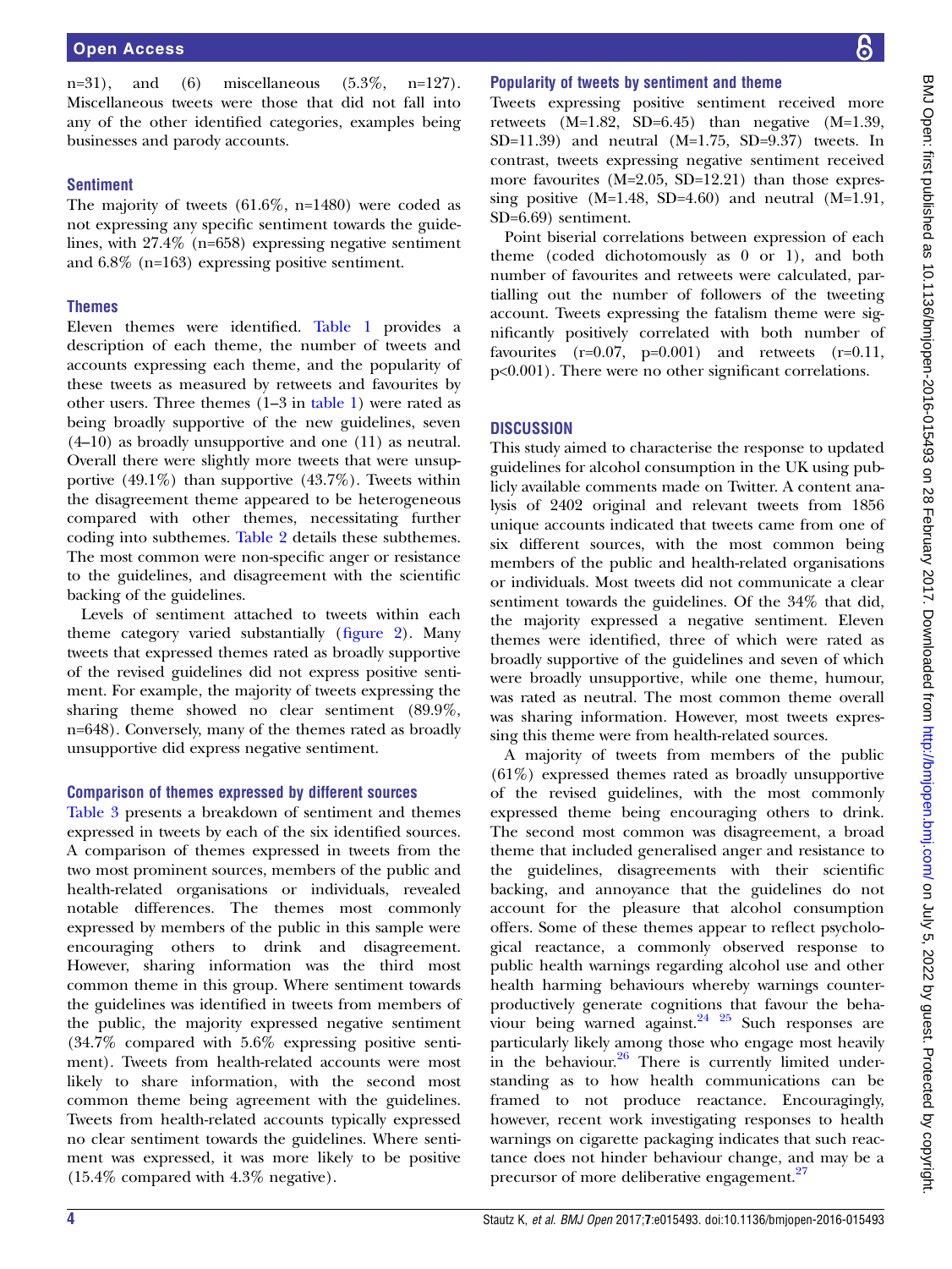n=31), and (6) miscellaneous (5.3%, n=127). Miscellaneous tweets were those that did not fall into any of the other identified categories, examples being businesses and parody accounts.

### Sentiment

The majority of tweets (61.6%, n=1480) were coded as not expressing any specific sentiment towards the guidelines, with 27.4% (n=658) expressing negative sentiment and 6.8% (n=163) expressing positive sentiment.

### Themes

Eleven themes were identified. Table 1 provides a description of each theme, the number of tweets and accounts expressing each theme, and the popularity of these tweets as measured by retweets and favourites by other users. Three themes (1–3 in table 1) were rated as being broadly supportive of the new guidelines, seven (4–10) as broadly unsupportive and one (11) as neutral. Overall there were slightly more tweets that were unsupportive (49.1%) than supportive (43.7%). Tweets within the disagreement theme appeared to be heterogeneous compared with other themes, necessitating further coding into subthemes. Table 2 details these subthemes. The most common were non-specific anger or resistance to the guidelines, and disagreement with the scientific backing of the guidelines.

Levels of sentiment attached to tweets within each theme category varied substantially (figure 2). Many tweets that expressed themes rated as broadly supportive of the revised guidelines did not express positive sentiment. For example, the majority of tweets expressing the sharing theme showed no clear sentiment (89.9%, n=648). Conversely, many of the themes rated as broadly unsupportive did express negative sentiment.

#### Comparison of themes expressed by different sources

Table 3 presents a breakdown of sentiment and themes expressed in tweets by each of the six identified sources. A comparison of themes expressed in tweets from the two most prominent sources, members of the public and health-related organisations or individuals, revealed notable differences. The themes most commonly expressed by members of the public in this sample were encouraging others to drink and disagreement. However, sharing information was the third most common theme in this group. Where sentiment towards the guidelines was identified in tweets from members of the public, the majority expressed negative sentiment (34.7% compared with 5.6% expressing positive sentiment). Tweets from health-related accounts were most likely to share information, with the second most common theme being agreement with the guidelines. Tweets from health-related accounts typically expressed no clear sentiment towards the guidelines. Where sentiment was expressed, it was more likely to be positive (15.4% compared with 4.3% negative).

#### Popularity of tweets by sentiment and theme

Tweets expressing positive sentiment received more retweets (M=1.82, SD=6.45) than negative (M=1.39, SD=11.39) and neutral (M=1.75, SD=9.37) tweets. In contrast, tweets expressing negative sentiment received more favourites (M=2.05, SD=12.21) than those expressing positive (M=1.48, SD=4.60) and neutral (M=1.91, SD=6.69) sentiment.

Point biserial correlations between expression of each theme (coded dichotomously as 0 or 1), and both number of favourites and retweets were calculated, partialling out the number of followers of the tweeting account. Tweets expressing the fatalism theme were significantly positively correlated with both number of favourites ($r=0.07$, $p=0.001$) and retweets ($r=0.11$, $p<0.001$). There were no other significant correlations.

## DISCUSSION

This study aimed to characterise the response to updated guidelines for alcohol consumption in the UK using publicly available comments made on Twitter. A content analysis of 2402 original and relevant tweets from 1856 unique accounts indicated that tweets came from one of six different sources, with the most common being members of the public and health-related organisations or individuals. Most tweets did not communicate a clear sentiment towards the guidelines. Of the 34% that did, the majority expressed a negative sentiment. Eleven themes were identified, three of which were rated as broadly supportive of the guidelines and seven of which were broadly unsupportive, while one theme, humour, was rated as neutral. The most common theme overall was sharing information. However, most tweets expressing this theme were from health-related sources.

A majority of tweets from members of the public (61%) expressed themes rated as broadly unsupportive of the revised guidelines, with the most commonly expressed theme being encouraging others to drink. The second most common was disagreement, a broad theme that included generalised anger and resistance to the guidelines, disagreements with their scientific backing, and annoyance that the guidelines do not account for the pleasure that alcohol consumption offers. Some of these themes appear to reflect psychological reactance, a commonly observed response to public health warnings regarding alcohol use and other health harming behaviours whereby warnings counterproductively generate cognitions that favour the behaviour being warned against.[24 25] Such responses are particularly likely among those who engage most heavily in the behaviour.[26] There is currently limited understanding as to how health communications can be framed to not produce reactance. Encouragingly, however, recent work investigating responses to health warnings on cigarette packaging indicates that such reactance does not hinder behaviour change, and may be a precursor of more deliberative engagement.[27]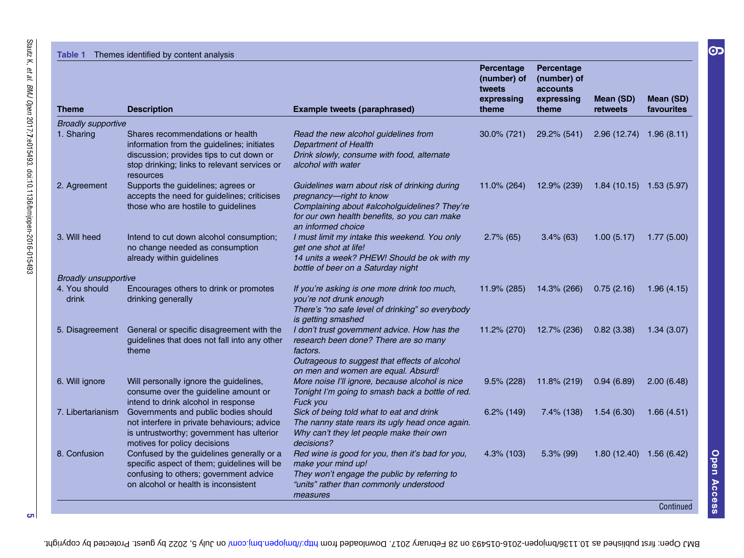**Table 1** Themes identified by content analysis

| Theme | Description | Example tweets (paraphrased) | Percentage (number) of tweets expressing theme | Percentage (number) of accounts expressing theme | Mean (SD) retweets | Mean (SD) favourites |
|---|---|---|---|---|---|---|
| *Broadly supportive* | | | | | | |
| 1. Sharing | Shares recommendations or health information from the guidelines; initiates discussion; provides tips to cut down or stop drinking; links to relevant services or resources | *Read the new alcohol guidelines from Department of Health* *Drink slowly, consume with food, alternate alcohol with water* | 30.0% (721) | 29.2% (541) | 2.96 (12.74) | 1.96 (8.11) |
| 2. Agreement | Supports the guidelines; agrees or accepts the need for guidelines; criticises those who are hostile to guidelines | *Guidelines warn about risk of drinking during pregnancy—right to know* *Complaining about #alcoholguidelines? They're for our own health benefits, so you can make an informed choice* | 11.0% (264) | 12.9% (239) | 1.84 (10.15) | 1.53 (5.97) |
| 3. Will heed | Intend to cut down alcohol consumption; no change needed as consumption already within guidelines | *I must limit my intake this weekend. You only get one shot at life!* *14 units a week? PHEW! Should be ok with my bottle of beer on a Saturday night* | 2.7% (65) | 3.4% (63) | 1.00 (5.17) | 1.77 (5.00) |
| *Broadly unsupportive* | | | | | | |
| 4. You should drink | Encourages others to drink or promotes drinking generally | *If you're asking is one more drink too much, you're not drunk enough* *There's "no safe level of drinking" so everybody is getting smashed* | 11.9% (285) | 14.3% (266) | 0.75 (2.16) | 1.96 (4.15) |
| 5. Disagreement | General or specific disagreement with the guidelines that does not fall into any other theme | *I don't trust government advice. How has the research been done? There are so many factors.* *Outrageous to suggest that effects of alcohol on men and women are equal. Absurd!* | 11.2% (270) | 12.7% (236) | 0.82 (3.38) | 1.34 (3.07) |
| 6. Will ignore | Will personally ignore the guidelines, consume over the guideline amount or intend to drink alcohol in response | *More noise I'll ignore, because alcohol is nice* *Tonight I'm going to smash back a bottle of red. Fuck you* | 9.5% (228) | 11.8% (219) | 0.94 (6.89) | 2.00 (6.48) |
| 7. Libertarianism | Governments and public bodies should not interfere in private behaviours; advice is untrustworthy; government has ulterior motives for policy decisions | *Sick of being told what to eat and drink* *The nanny state rears its ugly head once again. Why can't they let people make their own decisions?* | 6.2% (149) | 7.4% (138) | 1.54 (6.30) | 1.66 (4.51) |
| 8. Confusion | Confused by the guidelines generally or a specific aspect of them; guidelines will be confusing to others; government advice on alcohol or health is inconsistent | *Red wine is good for you, then it's bad for you, make your mind up!* *They won't engage the public by referring to "units" rather than commonly understood measures* | 4.3% (103) | 5.3% (99) | 1.80 (12.40) | 1.56 (6.42) |

Continued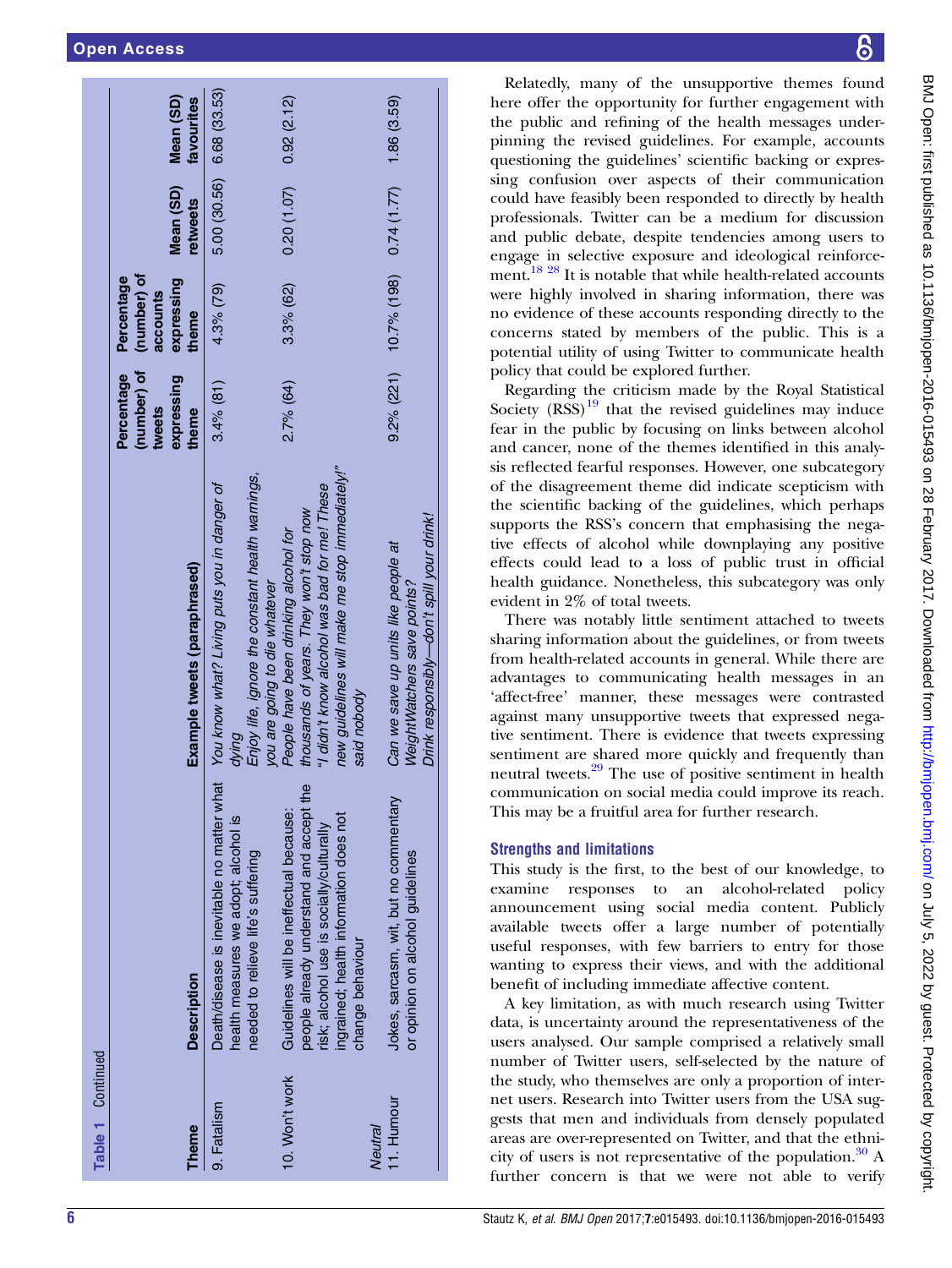**Table 1** Continued

| Theme | Description | Example tweets (paraphrased) | Percentage (number) of tweets expressing theme | Percentage (number) of accounts expressing theme | Mean (SD) retweets | Mean (SD) favourites |
|---|---|---|---|---|---|---|
| 9. Fatalism | Death/disease is inevitable no matter what health measures we adopt; alcohol is needed to relieve life's suffering | *You know what? Living puts you in danger of dying*<br>*Enjoy life, ignore the constant health warnings, you are going to die whatever* | 3.4% (81) | 4.3% (79) | 5.00 (30.56) | 6.68 (33.53) |
| 10. Won't work | Guidelines will be ineffectual because: people already understand and accept the risk; alcohol use is socially/culturally ingrained; health information does not change behaviour | *People have been drinking alcohol for thousands of years. They won't stop now*<br>*"I didn't know alcohol was bad for me! These new guidelines will make me stop immediately!" said nobody* | 2.7% (64) | 3.3% (62) | 0.20 (1.07) | 0.92 (2.12) |
| *Neutral* | | | | | | |
| 11. Humour | Jokes, sarcasm, wit, but no commentary or opinion on alcohol guidelines | *Can we save up units like people at WeightWatchers save points?*<br>*Drink responsibly—don't spill your drink!* | 9.2% (221) | 10.7% (198) | 0.74 (1.77) | 1.86 (3.59) |

Relatedly, many of the unsupportive themes found here offer the opportunity for further engagement with the public and refining of the health messages underpinning the revised guidelines. For example, accounts questioning the guidelines' scientific backing or expressing confusion over aspects of their communication could have feasibly been responded to directly by health professionals. Twitter can be a medium for discussion and public debate, despite tendencies among users to engage in selective exposure and ideological reinforcement.[18 28] It is notable that while health-related accounts were highly involved in sharing information, there was no evidence of these accounts responding directly to the concerns stated by members of the public. This is a potential utility of using Twitter to communicate health policy that could be explored further.

Regarding the criticism made by the Royal Statistical Society (RSS)[19] that the revised guidelines may induce fear in the public by focusing on links between alcohol and cancer, none of the themes identified in this analysis reflected fearful responses. However, one subcategory of the disagreement theme did indicate scepticism with the scientific backing of the guidelines, which perhaps supports the RSS's concern that emphasising the negative effects of alcohol while downplaying any positive effects could lead to a loss of public trust in official health guidance. Nonetheless, this subcategory was only evident in 2% of total tweets.

There was notably little sentiment attached to tweets sharing information about the guidelines, or from tweets from health-related accounts in general. While there are advantages to communicating health messages in an 'affect-free' manner, these messages were contrasted against many unsupportive tweets that expressed negative sentiment. There is evidence that tweets expressing sentiment are shared more quickly and frequently than neutral tweets.[29] The use of positive sentiment in health communication on social media could improve its reach. This may be a fruitful area for further research.

## Strengths and limitations

This study is the first, to the best of our knowledge, to examine responses to an alcohol-related policy announcement using social media content. Publicly available tweets offer a large number of potentially useful responses, with few barriers to entry for those wanting to express their views, and with the additional benefit of including immediate affective content.

A key limitation, as with much research using Twitter data, is uncertainty around the representativeness of the users analysed. Our sample comprised a relatively small number of Twitter users, self-selected by the nature of the study, who themselves are only a proportion of internet users. Research into Twitter users from the USA suggests that men and individuals from densely populated areas are over-represented on Twitter, and that the ethnicity of users is not representative of the population.[30] A further concern is that we were not able to verify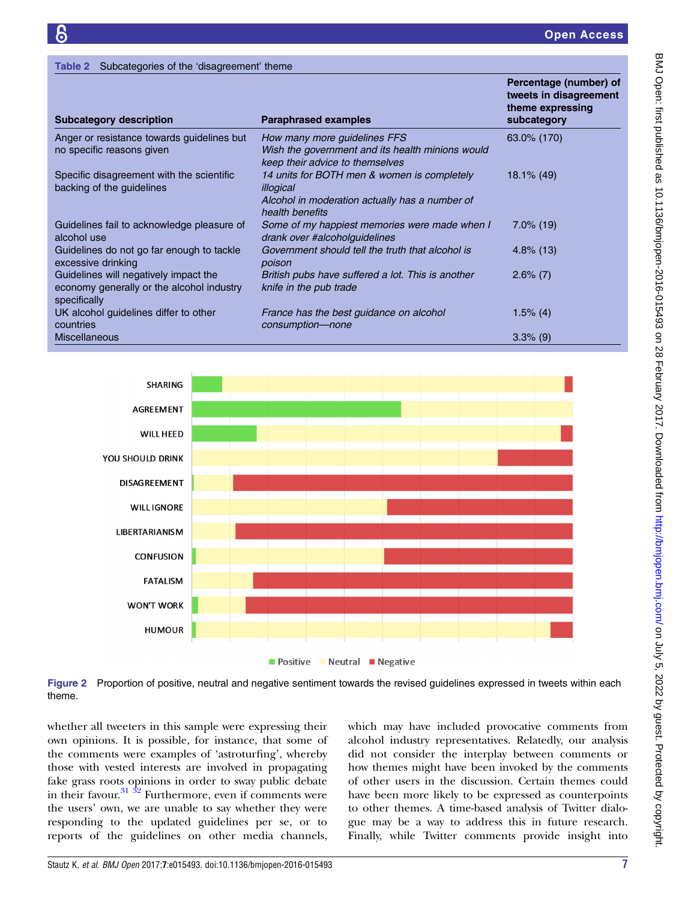**Table 2** Subcategories of the 'disagreement' theme

| Subcategory description | Paraphrased examples | Percentage (number) of tweets in disagreement theme expressing subcategory |
|---|---|---|
| Anger or resistance towards guidelines but no specific reasons given | *How many more guidelines FFS*<br>*Wish the government and its health minions would keep their advice to themselves* | 63.0% (170) |
| Specific disagreement with the scientific backing of the guidelines | *14 units for BOTH men & women is completely illogical*<br>*Alcohol in moderation actually has a number of health benefits* | 18.1% (49) |
| Guidelines fail to acknowledge pleasure of alcohol use | *Some of my happiest memories were made when I drank over #alcoholguidelines* | 7.0% (19) |
| Guidelines do not go far enough to tackle excessive drinking | *Government should tell the truth that alcohol is poison* | 4.8% (13) |
| Guidelines will negatively impact the economy generally or the alcohol industry specifically | *British pubs have suffered a lot. This is another knife in the pub trade* | 2.6% (7) |
| UK alcohol guidelines differ to other countries | *France has the best guidance on alcohol consumption—none* | 1.5% (4) |
| Miscellaneous | | 3.3% (9) |

**Figure 2** Proportion of positive, neutral and negative sentiment towards the revised guidelines expressed in tweets within each theme.

whether all tweeters in this sample were expressing their own opinions. It is possible, for instance, that some of the comments were examples of 'astroturfing', whereby those with vested interests are involved in propagating fake grass roots opinions in order to sway public debate in their favour.[31 32] Furthermore, even if comments were the users' own, we are unable to say whether they were responding to the updated guidelines per se, or to reports of the guidelines on other media channels, which may have included provocative comments from alcohol industry representatives. Relatedly, our analysis did not consider the interplay between comments or how themes might have been invoked by the comments of other users in the discussion. Certain themes could have been more likely to be expressed as counterpoints to other themes. A time-based analysis of Twitter dialogue may be a way to address this in future research. Finally, while Twitter comments provide insight into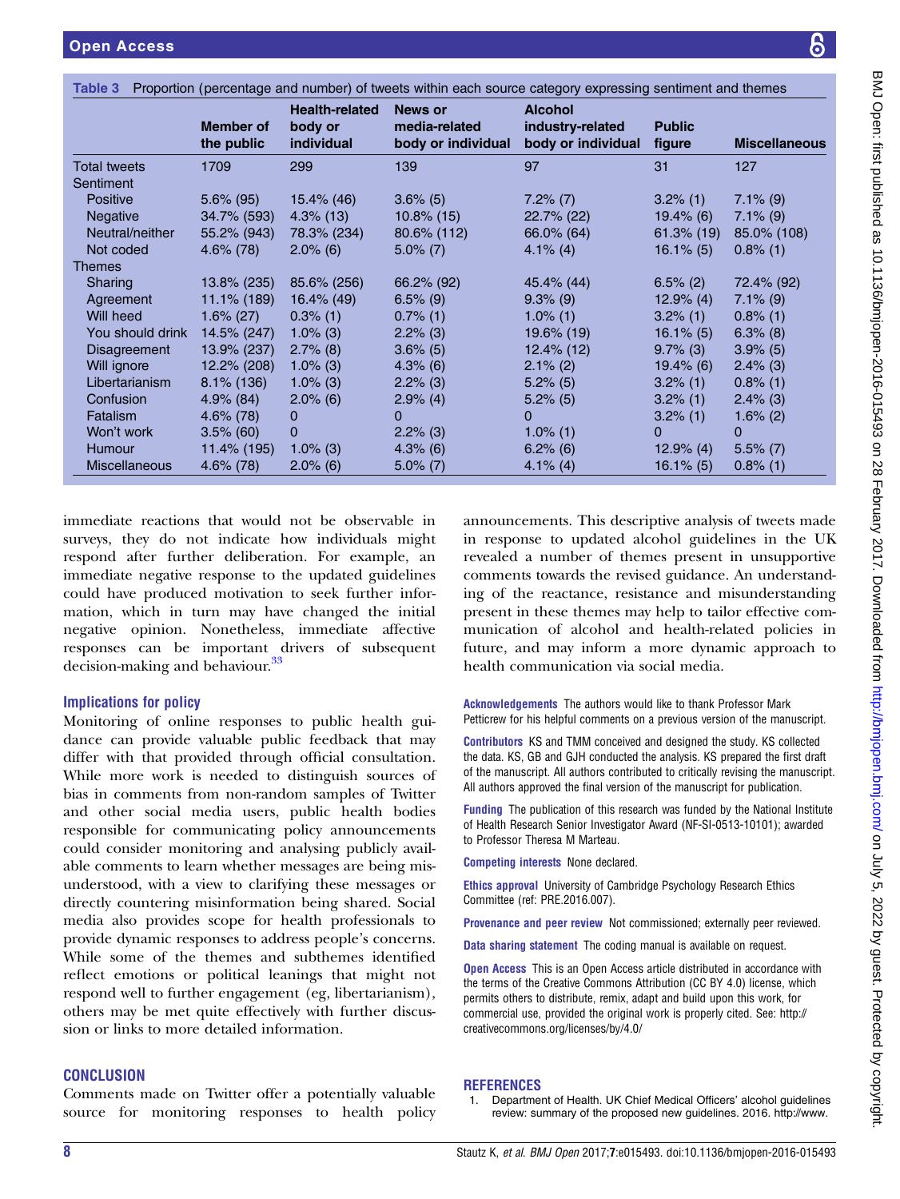Table 3 Proportion (percentage and number) of tweets within each source category expressing sentiment and themes

| | Member of the public | Health-related body or individual | News or media-related body or individual | Alcohol industry-related body or individual | Public figure | Miscellaneous |
|---|---|---|---|---|---|---|
| Total tweets | 1709 | 299 | 139 | 97 | 31 | 127 |
| Sentiment | | | | | | |
| Positive | 5.6% (95) | 15.4% (46) | 3.6% (5) | 7.2% (7) | 3.2% (1) | 7.1% (9) |
| Negative | 34.7% (593) | 4.3% (13) | 10.8% (15) | 22.7% (22) | 19.4% (6) | 7.1% (9) |
| Neutral/neither | 55.2% (943) | 78.3% (234) | 80.6% (112) | 66.0% (64) | 61.3% (19) | 85.0% (108) |
| Not coded | 4.6% (78) | 2.0% (6) | 5.0% (7) | 4.1% (4) | 16.1% (5) | 0.8% (1) |
| Themes | | | | | | |
| Sharing | 13.8% (235) | 85.6% (256) | 66.2% (92) | 45.4% (44) | 6.5% (2) | 72.4% (92) |
| Agreement | 11.1% (189) | 16.4% (49) | 6.5% (9) | 9.3% (9) | 12.9% (4) | 7.1% (9) |
| Will heed | 1.6% (27) | 0.3% (1) | 0.7% (1) | 1.0% (1) | 3.2% (1) | 0.8% (1) |
| You should drink | 14.5% (247) | 1.0% (3) | 2.2% (3) | 19.6% (19) | 16.1% (5) | 6.3% (8) |
| Disagreement | 13.9% (237) | 2.7% (8) | 3.6% (5) | 12.4% (12) | 9.7% (3) | 3.9% (5) |
| Will ignore | 12.2% (208) | 1.0% (3) | 4.3% (6) | 2.1% (2) | 19.4% (6) | 2.4% (3) |
| Libertarianism | 8.1% (136) | 1.0% (3) | 2.2% (3) | 5.2% (5) | 3.2% (1) | 0.8% (1) |
| Confusion | 4.9% (84) | 2.0% (6) | 2.9% (4) | 5.2% (5) | 3.2% (1) | 2.4% (3) |
| Fatalism | 4.6% (78) | 0 | 0 | 0 | 3.2% (1) | 1.6% (2) |
| Won't work | 3.5% (60) | 0 | 2.2% (3) | 1.0% (1) | 0 | 0 |
| Humour | 11.4% (195) | 1.0% (3) | 4.3% (6) | 6.2% (6) | 12.9% (4) | 5.5% (7) |
| Miscellaneous | 4.6% (78) | 2.0% (6) | 5.0% (7) | 4.1% (4) | 16.1% (5) | 0.8% (1) |

immediate reactions that would not be observable in surveys, they do not indicate how individuals might respond after further deliberation. For example, an immediate negative response to the updated guidelines could have produced motivation to seek further information, which in turn may have changed the initial negative opinion. Nonetheless, immediate affective responses can be important drivers of subsequent decision-making and behaviour.[33]

### Implications for policy

Monitoring of online responses to public health guidance can provide valuable public feedback that may differ with that provided through official consultation. While more work is needed to distinguish sources of bias in comments from non-random samples of Twitter and other social media users, public health bodies responsible for communicating policy announcements could consider monitoring and analysing publicly available comments to learn whether messages are being misunderstood, with a view to clarifying these messages or directly countering misinformation being shared. Social media also provides scope for health professionals to provide dynamic responses to address people's concerns. While some of the themes and subthemes identified reflect emotions or political leanings that might not respond well to further engagement (eg, libertarianism), others may be met quite effectively with further discussion or links to more detailed information.

## CONCLUSION

Comments made on Twitter offer a potentially valuable source for monitoring responses to health policy announcements. This descriptive analysis of tweets made in response to updated alcohol guidelines in the UK revealed a number of themes present in unsupportive comments towards the revised guidance. An understanding of the reactance, resistance and misunderstanding present in these themes may help to tailor effective communication of alcohol and health-related policies in future, and may inform a more dynamic approach to health communication via social media.

**Acknowledgements** The authors would like to thank Professor Mark Petticrew for his helpful comments on a previous version of the manuscript.

**Contributors** KS and TMM conceived and designed the study. KS collected the data. KS, GB and GJH conducted the analysis. KS prepared the first draft of the manuscript. All authors contributed to critically revising the manuscript. All authors approved the final version of the manuscript for publication.

**Funding** The publication of this research was funded by the National Institute of Health Research Senior Investigator Award (NF-SI-0513-10101); awarded to Professor Theresa M Marteau.

**Competing interests** None declared.

**Ethics approval** University of Cambridge Psychology Research Ethics Committee (ref: PRE.2016.007).

**Provenance and peer review** Not commissioned; externally peer reviewed.

**Data sharing statement** The coding manual is available on request.

**Open Access** This is an Open Access article distributed in accordance with the terms of the Creative Commons Attribution (CC BY 4.0) license, which permits others to distribute, remix, adapt and build upon this work, for commercial use, provided the original work is properly cited. See: http://creativecommons.org/licenses/by/4.0/

## REFERENCES

1. Department of Health. UK Chief Medical Officers' alcohol guidelines review: summary of the proposed new guidelines. 2016. http://www.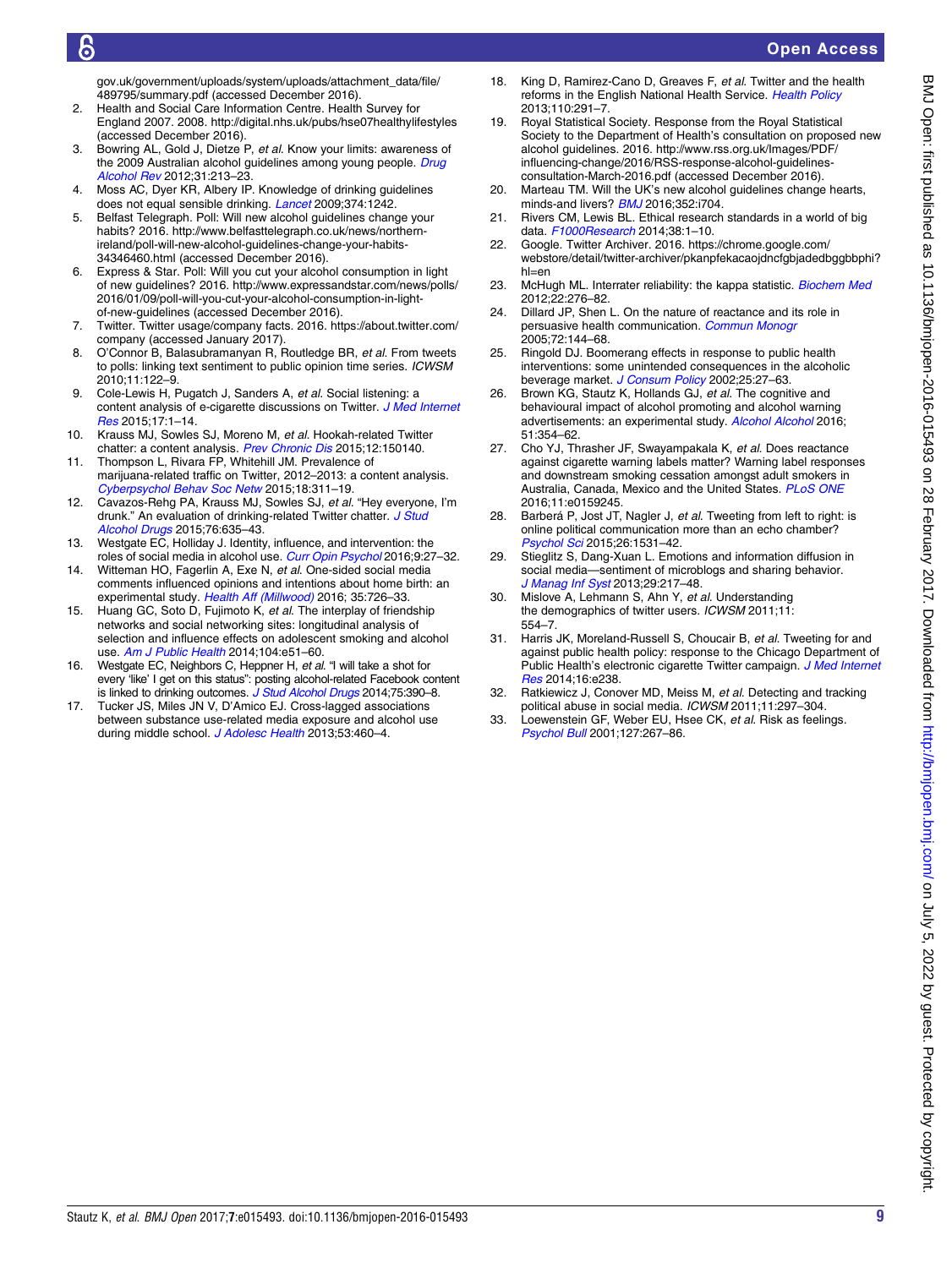gov.uk/government/uploads/system/uploads/attachment_data/file/489795/summary.pdf (accessed December 2016).

2. Health and Social Care Information Centre. Health Survey for England 2007. 2008. http://digital.nhs.uk/pubs/hse07healthylifestyles (accessed December 2016).
3. Bowring AL, Gold J, Dietze P, *et al*. Know your limits: awareness of the 2009 Australian alcohol guidelines among young people. *Drug Alcohol Rev* 2012;31:213–23.
4. Moss AC, Dyer KR, Albery IP. Knowledge of drinking guidelines does not equal sensible drinking. *Lancet* 2009;374:1242.
5. Belfast Telegraph. Poll: Will new alcohol guidelines change your habits? 2016. http://www.belfasttelegraph.co.uk/news/northern-ireland/poll-will-new-alcohol-guidelines-change-your-habits-34346460.html (accessed December 2016).
6. Express & Star. Poll: Will you cut your alcohol consumption in light of new guidelines? 2016. http://www.expressandstar.com/news/polls/2016/01/09/poll-will-you-cut-your-alcohol-consumption-in-light-of-new-guidelines (accessed December 2016).
7. Twitter. Twitter usage/company facts. 2016. https://about.twitter.com/company (accessed January 2017).
8. O'Connor B, Balasubramanyan R, Routledge BR, *et al*. From tweets to polls: linking text sentiment to public opinion time series. *ICWSM* 2010;11:122–9.
9. Cole-Lewis H, Pugatch J, Sanders A, *et al*. Social listening: a content analysis of e-cigarette discussions on Twitter. *J Med Internet Res* 2015;17:1–14.
10. Krauss MJ, Sowles SJ, Moreno M, *et al*. Hookah-related Twitter chatter: a content analysis. *Prev Chronic Dis* 2015;12:150140.
11. Thompson L, Rivara FP, Whitehill JM. Prevalence of marijuana-related traffic on Twitter, 2012–2013: a content analysis. *Cyberpsychol Behav Soc Netw* 2015;18:311–19.
12. Cavazos-Rehg PA, Krauss MJ, Sowles SJ, *et al*. "Hey everyone, I'm drunk." An evaluation of drinking-related Twitter chatter. *J Stud Alcohol Drugs* 2015;76:635–43.
13. Westgate EC, Holliday J. Identity, influence, and intervention: the roles of social media in alcohol use. *Curr Opin Psychol* 2016;9:27–32.
14. Witteman HO, Fagerlin A, Exe N, *et al*. One-sided social media comments influenced opinions and intentions about home birth: an experimental study. *Health Aff (Millwood)* 2016; 35:726–33.
15. Huang GC, Soto D, Fujimoto K, *et al*. The interplay of friendship networks and social networking sites: longitudinal analysis of selection and influence effects on adolescent smoking and alcohol use. *Am J Public Health* 2014;104:e51–60.
16. Westgate EC, Neighbors C, Heppner H, *et al*. "I will take a shot for every 'like' I get on this status": posting alcohol-related Facebook content is linked to drinking outcomes. *J Stud Alcohol Drugs* 2014;75:390–8.
17. Tucker JS, Miles JN V, D'Amico EJ. Cross-lagged associations between substance use-related media exposure and alcohol use during middle school. *J Adolesc Health* 2013;53:460–4.
18. King D, Ramirez-Cano D, Greaves F, *et al*. Twitter and the health reforms in the English National Health Service. *Health Policy* 2013;110:291–7.
19. Royal Statistical Society. Response from the Royal Statistical Society to the Department of Health's consultation on proposed new alcohol guidelines. 2016. http://www.rss.org.uk/Images/PDF/influencing-change/2016/RSS-response-alcohol-guidelines-consultation-March-2016.pdf (accessed December 2016).
20. Marteau TM. Will the UK's new alcohol guidelines change hearts, minds-and livers? *BMJ* 2016;352:i704.
21. Rivers CM, Lewis BL. Ethical research standards in a world of big data. *F1000Research* 2014;38:1–10.
22. Google. Twitter Archiver. 2016. https://chrome.google.com/webstore/detail/twitter-archiver/pkanpfekacaojdncfgbjadedbggbbphi?hl=en
23. McHugh ML. Interrater reliability: the kappa statistic. *Biochem Med* 2012;22:276–82.
24. Dillard JP, Shen L. On the nature of reactance and its role in persuasive health communication. *Commun Monogr* 2005;72:144–68.
25. Ringold DJ. Boomerang effects in response to public health interventions: some unintended consequences in the alcoholic beverage market. *J Consum Policy* 2002;25:27–63.
26. Brown KG, Stautz K, Hollands GJ, *et al*. The cognitive and behavioural impact of alcohol promoting and alcohol warning advertisements: an experimental study. *Alcohol Alcohol* 2016; 51:354–62.
27. Cho YJ, Thrasher JF, Swayampakala K, *et al*. Does reactance against cigarette warning labels matter? Warning label responses and downstream smoking cessation amongst adult smokers in Australia, Canada, Mexico and the United States. *PLoS ONE* 2016;11:e0159245.
28. Barberá P, Jost JT, Nagler J, *et al*. Tweeting from left to right: is online political communication more than an echo chamber? *Psychol Sci* 2015;26:1531–42.
29. Stieglitz S, Dang-Xuan L. Emotions and information diffusion in social media—sentiment of microblogs and sharing behavior. *J Manag Inf Syst* 2013;29:217–48.
30. Mislove A, Lehmann S, Ahn Y, *et al*. Understanding the demographics of twitter users. *ICWSM* 2011;11: 554–7.
31. Harris JK, Moreland-Russell S, Choucair B, *et al*. Tweeting for and against public health policy: response to the Chicago Department of Public Health's electronic cigarette Twitter campaign. *J Med Internet Res* 2014;16:e238.
32. Ratkiewicz J, Conover MD, Meiss M, *et al*. Detecting and tracking political abuse in social media. *ICWSM* 2011;11:297–304.
33. Loewenstein GF, Weber EU, Hsee CK, *et al*. Risk as feelings. *Psychol Bull* 2001;127:267–86.